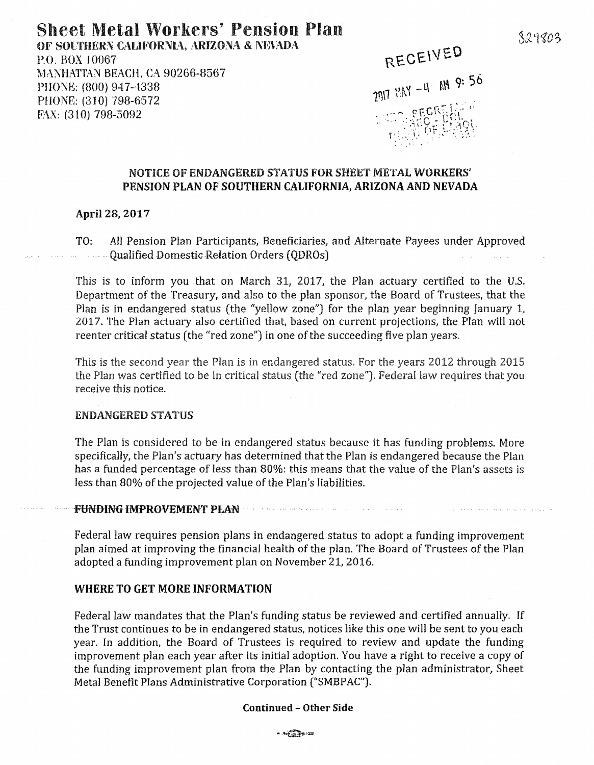# Sheet Metal Workers' Pension Plan

**OF SOUTHERN CALIFORNIA, ARIZONA & NEVADA**

P.O. BOX 10067
MANHATTAN BEACH, CA 90266-8567
PHONE: (800) 947-4338
PHONE: (310) 798-6572
FAX: (310) 798-5092

RECEIVED
2017 MAY -4 AM 9:56

329803

## NOTICE OF ENDANGERED STATUS FOR SHEET METAL WORKERS' PENSION PLAN OF SOUTHERN CALIFORNIA, ARIZONA AND NEVADA

**April 28, 2017**

TO: All Pension Plan Participants, Beneficiaries, and Alternate Payees under Approved Qualified Domestic Relation Orders (QDROs)

This is to inform you that on March 31, 2017, the Plan actuary certified to the U.S. Department of the Treasury, and also to the plan sponsor, the Board of Trustees, that the Plan is in endangered status (the "yellow zone") for the plan year beginning January 1, 2017. The Plan actuary also certified that, based on current projections, the Plan will not reenter critical status (the "red zone") in one of the succeeding five plan years.

This is the second year the Plan is in endangered status. For the years 2012 through 2015 the Plan was certified to be in critical status (the "red zone"). Federal law requires that you receive this notice.

### ENDANGERED STATUS

The Plan is considered to be in endangered status because it has funding problems. More specifically, the Plan's actuary has determined that the Plan is endangered because the Plan has a funded percentage of less than 80%: this means that the value of the Plan's assets is less than 80% of the projected value of the Plan's liabilities.

### FUNDING IMPROVEMENT PLAN

Federal law requires pension plans in endangered status to adopt a funding improvement plan aimed at improving the financial health of the plan. The Board of Trustees of the Plan adopted a funding improvement plan on November 21, 2016.

### WHERE TO GET MORE INFORMATION

Federal law mandates that the Plan's funding status be reviewed and certified annually. If the Trust continues to be in endangered status, notices like this one will be sent to you each year. In addition, the Board of Trustees is required to review and update the funding improvement plan each year after its initial adoption. You have a right to receive a copy of the funding improvement plan from the Plan by contacting the plan administrator, Sheet Metal Benefit Plans Administrative Corporation ("SMBPAC").

**Continued – Other Side**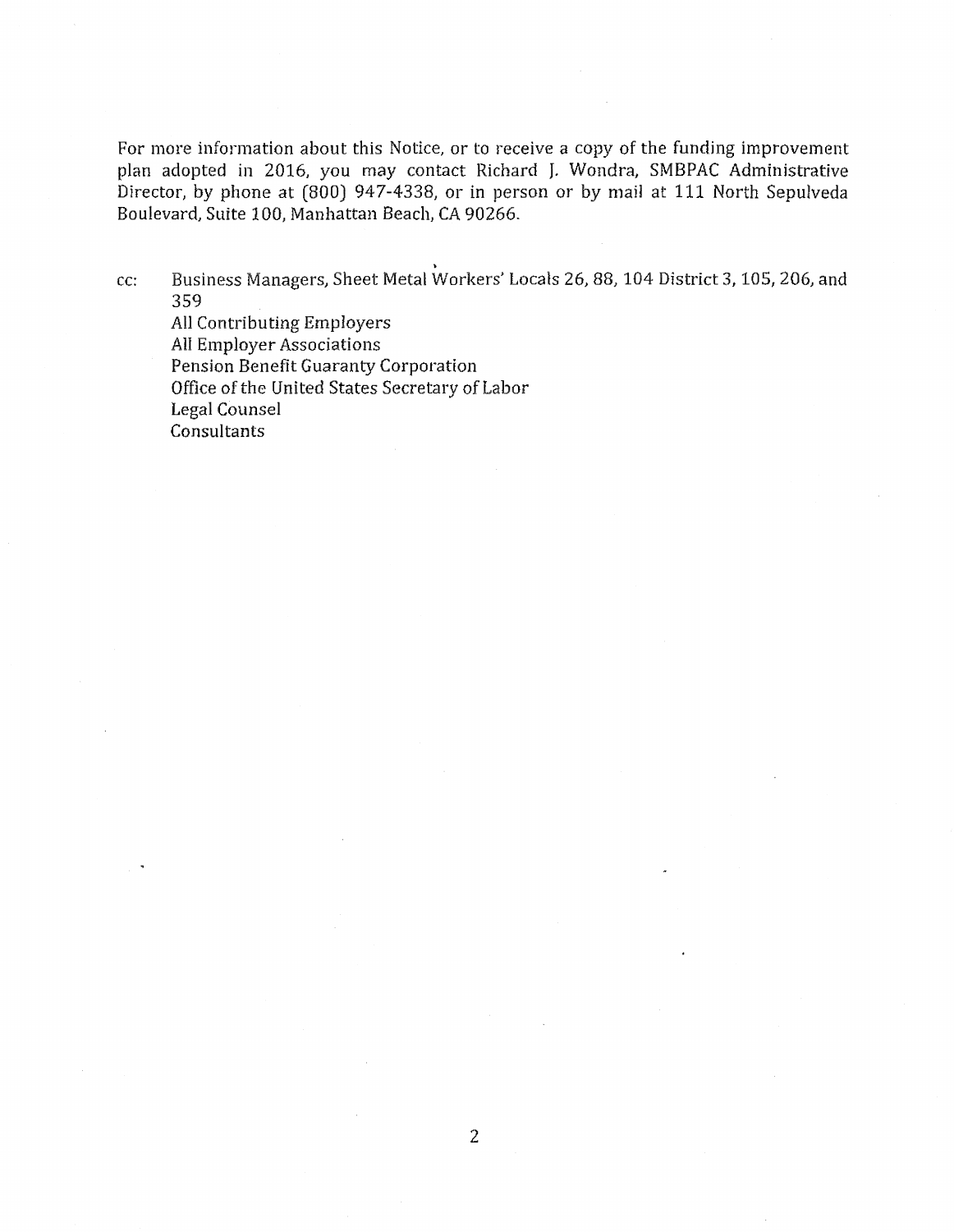For more information about this Notice, or to receive a copy of the funding improvement plan adopted in 2016, you may contact Richard J. Wondra, SMBPAC Administrative Director, by phone at (800) 947-4338, or in person or by mail at 111 North Sepulveda Boulevard, Suite 100, Manhattan Beach, CA 90266.

cc: Business Managers, Sheet Metal Workers' Locals 26, 88, 104 District 3, 105, 206, and 359
All Contributing Employers
All Employer Associations
Pension Benefit Guaranty Corporation
Office of the United States Secretary of Labor
Legal Counsel
Consultants